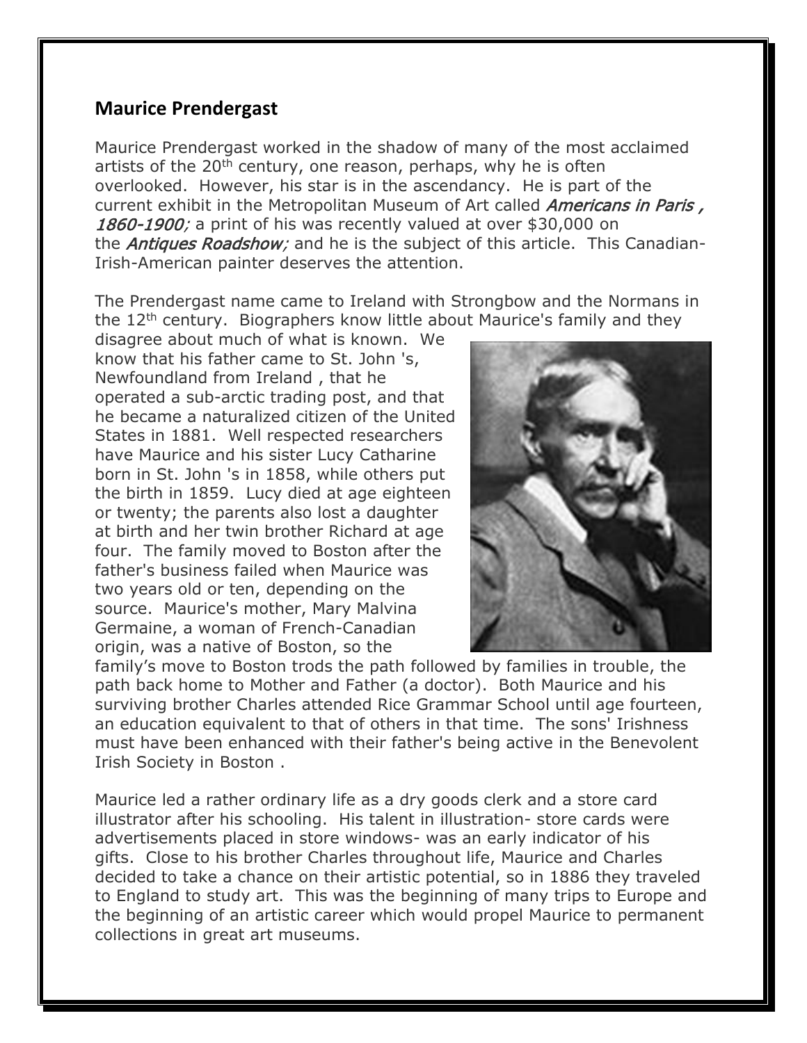## Maurice Prendergast

Maurice Prendergast worked in the shadow of many of the most acclaimed artists of the 20th century, one reason, perhaps, why he is often overlooked. However, his star is in the ascendancy. He is part of the current exhibit in the Metropolitan Museum of Art called *Americans in Paris , 1860-1900;* a print of his was recently valued at over $30,000 on the *Antiques Roadshow;* and he is the subject of this article. This Canadian-Irish-American painter deserves the attention.

The Prendergast name came to Ireland with Strongbow and the Normans in the 12th century. Biographers know little about Maurice's family and they disagree about much of what is known. We know that his father came to St. John 's, Newfoundland from Ireland , that he operated a sub-arctic trading post, and that he became a naturalized citizen of the United States in 1881. Well respected researchers have Maurice and his sister Lucy Catharine born in St. John 's in 1858, while others put the birth in 1859. Lucy died at age eighteen or twenty; the parents also lost a daughter at birth and her twin brother Richard at age four. The family moved to Boston after the father's business failed when Maurice was two years old or ten, depending on the source. Maurice's mother, Mary Malvina Germaine, a woman of French-Canadian origin, was a native of Boston, so the family's move to Boston trods the path followed by families in trouble, the path back home to Mother and Father (a doctor). Both Maurice and his surviving brother Charles attended Rice Grammar School until age fourteen, an education equivalent to that of others in that time. The sons' Irishness must have been enhanced with their father's being active in the Benevolent Irish Society in Boston .

Maurice led a rather ordinary life as a dry goods clerk and a store card illustrator after his schooling. His talent in illustration- store cards were advertisements placed in store windows- was an early indicator of his gifts. Close to his brother Charles throughout life, Maurice and Charles decided to take a chance on their artistic potential, so in 1886 they traveled to England to study art. This was the beginning of many trips to Europe and the beginning of an artistic career which would propel Maurice to permanent collections in great art museums.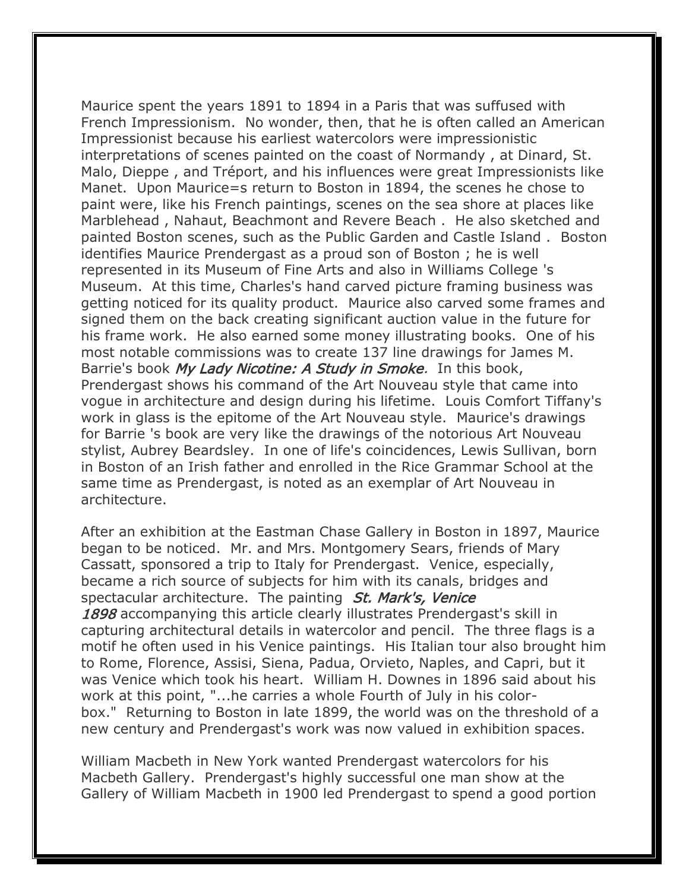Maurice spent the years 1891 to 1894 in a Paris that was suffused with French Impressionism. No wonder, then, that he is often called an American Impressionist because his earliest watercolors were impressionistic interpretations of scenes painted on the coast of Normandy , at Dinard, St. Malo, Dieppe , and Tréport, and his influences were great Impressionists like Manet. Upon Maurice=s return to Boston in 1894, the scenes he chose to paint were, like his French paintings, scenes on the sea shore at places like Marblehead , Nahaut, Beachmont and Revere Beach . He also sketched and painted Boston scenes, such as the Public Garden and Castle Island . Boston identifies Maurice Prendergast as a proud son of Boston ; he is well represented in its Museum of Fine Arts and also in Williams College 's Museum. At this time, Charles's hand carved picture framing business was getting noticed for its quality product. Maurice also carved some frames and signed them on the back creating significant auction value in the future for his frame work. He also earned some money illustrating books. One of his most notable commissions was to create 137 line drawings for James M. Barrie's book *My Lady Nicotine: A Study in Smoke.* In this book, Prendergast shows his command of the Art Nouveau style that came into vogue in architecture and design during his lifetime. Louis Comfort Tiffany's work in glass is the epitome of the Art Nouveau style. Maurice's drawings for Barrie 's book are very like the drawings of the notorious Art Nouveau stylist, Aubrey Beardsley. In one of life's coincidences, Lewis Sullivan, born in Boston of an Irish father and enrolled in the Rice Grammar School at the same time as Prendergast, is noted as an exemplar of Art Nouveau in architecture.

After an exhibition at the Eastman Chase Gallery in Boston in 1897, Maurice began to be noticed. Mr. and Mrs. Montgomery Sears, friends of Mary Cassatt, sponsored a trip to Italy for Prendergast. Venice, especially, became a rich source of subjects for him with its canals, bridges and spectacular architecture. The painting *St. Mark's, Venice 1898* accompanying this article clearly illustrates Prendergast's skill in capturing architectural details in watercolor and pencil. The three flags is a motif he often used in his Venice paintings. His Italian tour also brought him to Rome, Florence, Assisi, Siena, Padua, Orvieto, Naples, and Capri, but it was Venice which took his heart. William H. Downes in 1896 said about his work at this point, "...he carries a whole Fourth of July in his color-box." Returning to Boston in late 1899, the world was on the threshold of a new century and Prendergast's work was now valued in exhibition spaces.

William Macbeth in New York wanted Prendergast watercolors for his Macbeth Gallery. Prendergast's highly successful one man show at the Gallery of William Macbeth in 1900 led Prendergast to spend a good portion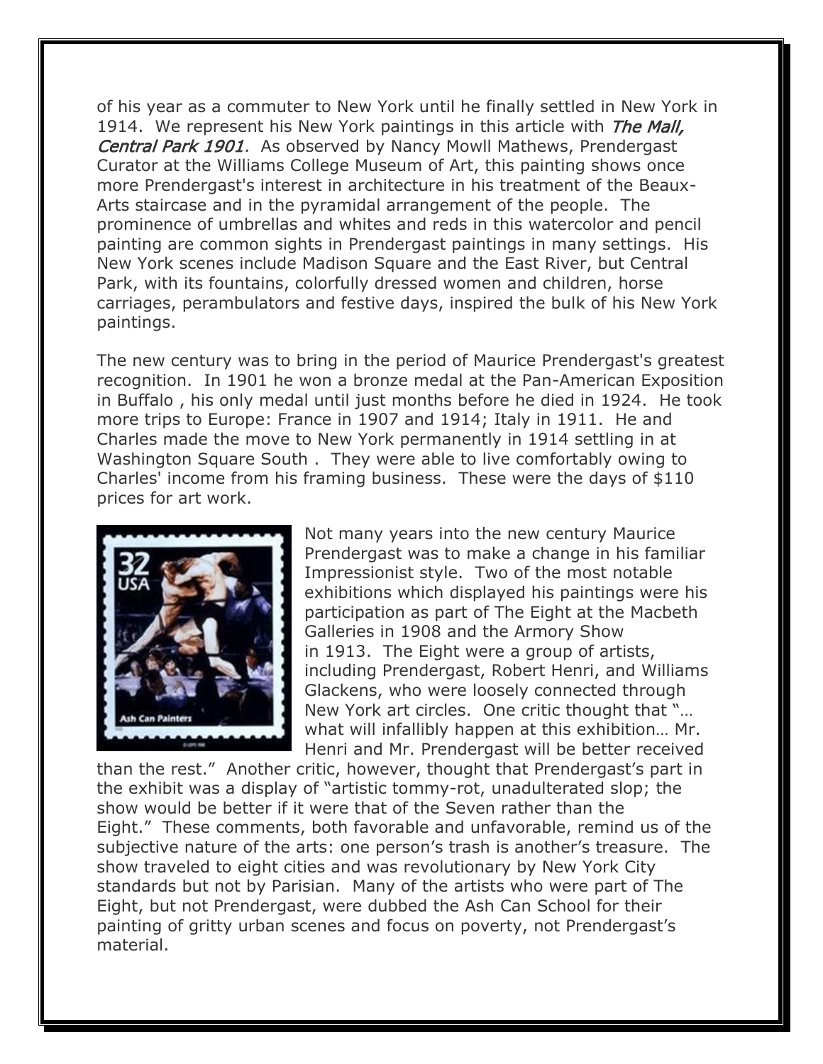of his year as a commuter to New York until he finally settled in New York in 1914. We represent his New York paintings in this article with *The Mall, Central Park 1901*. As observed by Nancy Mowll Mathews, Prendergast Curator at the Williams College Museum of Art, this painting shows once more Prendergast's interest in architecture in his treatment of the Beaux-Arts staircase and in the pyramidal arrangement of the people. The prominence of umbrellas and whites and reds in this watercolor and pencil painting are common sights in Prendergast paintings in many settings. His New York scenes include Madison Square and the East River, but Central Park, with its fountains, colorfully dressed women and children, horse carriages, perambulators and festive days, inspired the bulk of his New York paintings.

The new century was to bring in the period of Maurice Prendergast's greatest recognition. In 1901 he won a bronze medal at the Pan-American Exposition in Buffalo , his only medal until just months before he died in 1924. He took more trips to Europe: France in 1907 and 1914; Italy in 1911. He and Charles made the move to New York permanently in 1914 settling in at Washington Square South . They were able to live comfortably owing to Charles' income from his framing business. These were the days of $110 prices for art work.

Not many years into the new century Maurice Prendergast was to make a change in his familiar Impressionist style. Two of the most notable exhibitions which displayed his paintings were his participation as part of The Eight at the Macbeth Galleries in 1908 and the Armory Show in 1913. The Eight were a group of artists, including Prendergast, Robert Henri, and Williams Glackens, who were loosely connected through New York art circles. One critic thought that "… what will infallibly happen at this exhibition… Mr. Henri and Mr. Prendergast will be better received than the rest." Another critic, however, thought that Prendergast's part in the exhibit was a display of "artistic tommy-rot, unadulterated slop; the show would be better if it were that of the Seven rather than the Eight." These comments, both favorable and unfavorable, remind us of the subjective nature of the arts: one person's trash is another's treasure. The show traveled to eight cities and was revolutionary by New York City standards but not by Parisian. Many of the artists who were part of The Eight, but not Prendergast, were dubbed the Ash Can School for their painting of gritty urban scenes and focus on poverty, not Prendergast's material.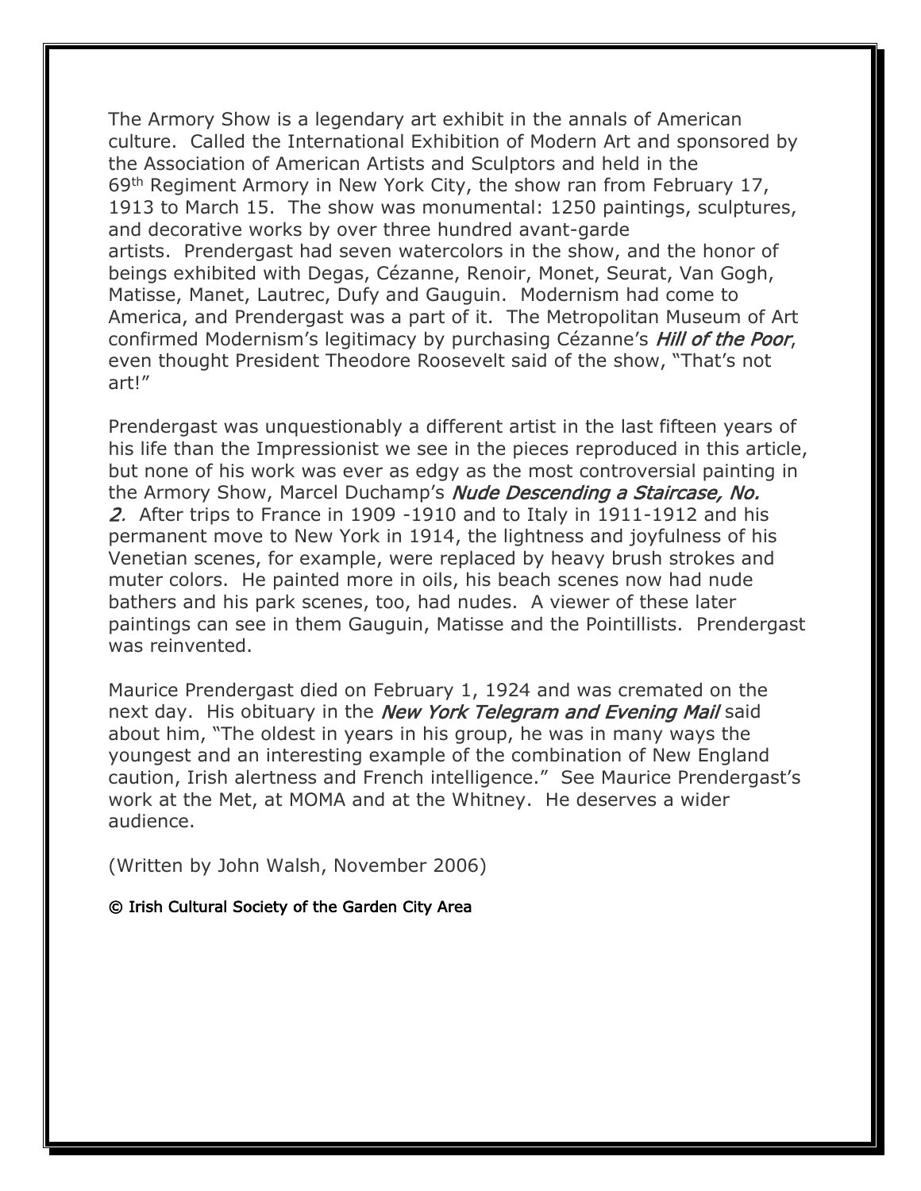The Armory Show is a legendary art exhibit in the annals of American culture. Called the International Exhibition of Modern Art and sponsored by the Association of American Artists and Sculptors and held in the 69th Regiment Armory in New York City, the show ran from February 17, 1913 to March 15. The show was monumental: 1250 paintings, sculptures, and decorative works by over three hundred avant-garde artists. Prendergast had seven watercolors in the show, and the honor of beings exhibited with Degas, Cézanne, Renoir, Monet, Seurat, Van Gogh, Matisse, Manet, Lautrec, Dufy and Gauguin. Modernism had come to America, and Prendergast was a part of it. The Metropolitan Museum of Art confirmed Modernism's legitimacy by purchasing Cézanne's *Hill of the Poor*, even thought President Theodore Roosevelt said of the show, "That's not art!"

Prendergast was unquestionably a different artist in the last fifteen years of his life than the Impressionist we see in the pieces reproduced in this article, but none of his work was ever as edgy as the most controversial painting in the Armory Show, Marcel Duchamp's *Nude Descending a Staircase, No. 2.* After trips to France in 1909 -1910 and to Italy in 1911-1912 and his permanent move to New York in 1914, the lightness and joyfulness of his Venetian scenes, for example, were replaced by heavy brush strokes and muter colors. He painted more in oils, his beach scenes now had nude bathers and his park scenes, too, had nudes. A viewer of these later paintings can see in them Gauguin, Matisse and the Pointillists. Prendergast was reinvented.

Maurice Prendergast died on February 1, 1924 and was cremated on the next day. His obituary in the *New York Telegram and Evening Mail* said about him, "The oldest in years in his group, he was in many ways the youngest and an interesting example of the combination of New England caution, Irish alertness and French intelligence." See Maurice Prendergast's work at the Met, at MOMA and at the Whitney. He deserves a wider audience.

(Written by John Walsh, November 2006)

**© Irish Cultural Society of the Garden City Area**